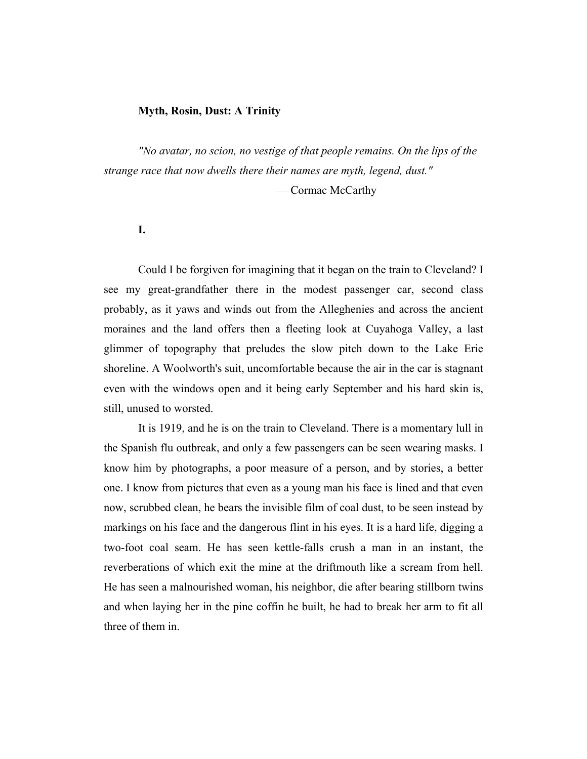**Myth, Rosin, Dust: A Trinity**

*"No avatar, no scion, no vestige of that people remains. On the lips of the strange race that now dwells there their names are myth, legend, dust."*

— Cormac McCarthy

**I.**

Could I be forgiven for imagining that it began on the train to Cleveland? I see my great-grandfather there in the modest passenger car, second class probably, as it yaws and winds out from the Alleghenies and across the ancient moraines and the land offers then a fleeting look at Cuyahoga Valley, a last glimmer of topography that preludes the slow pitch down to the Lake Erie shoreline. A Woolworth's suit, uncomfortable because the air in the car is stagnant even with the windows open and it being early September and his hard skin is, still, unused to worsted.

It is 1919, and he is on the train to Cleveland. There is a momentary lull in the Spanish flu outbreak, and only a few passengers can be seen wearing masks. I know him by photographs, a poor measure of a person, and by stories, a better one. I know from pictures that even as a young man his face is lined and that even now, scrubbed clean, he bears the invisible film of coal dust, to be seen instead by markings on his face and the dangerous flint in his eyes. It is a hard life, digging a two-foot coal seam. He has seen kettle-falls crush a man in an instant, the reverberations of which exit the mine at the driftmouth like a scream from hell. He has seen a malnourished woman, his neighbor, die after bearing stillborn twins and when laying her in the pine coffin he built, he had to break her arm to fit all three of them in.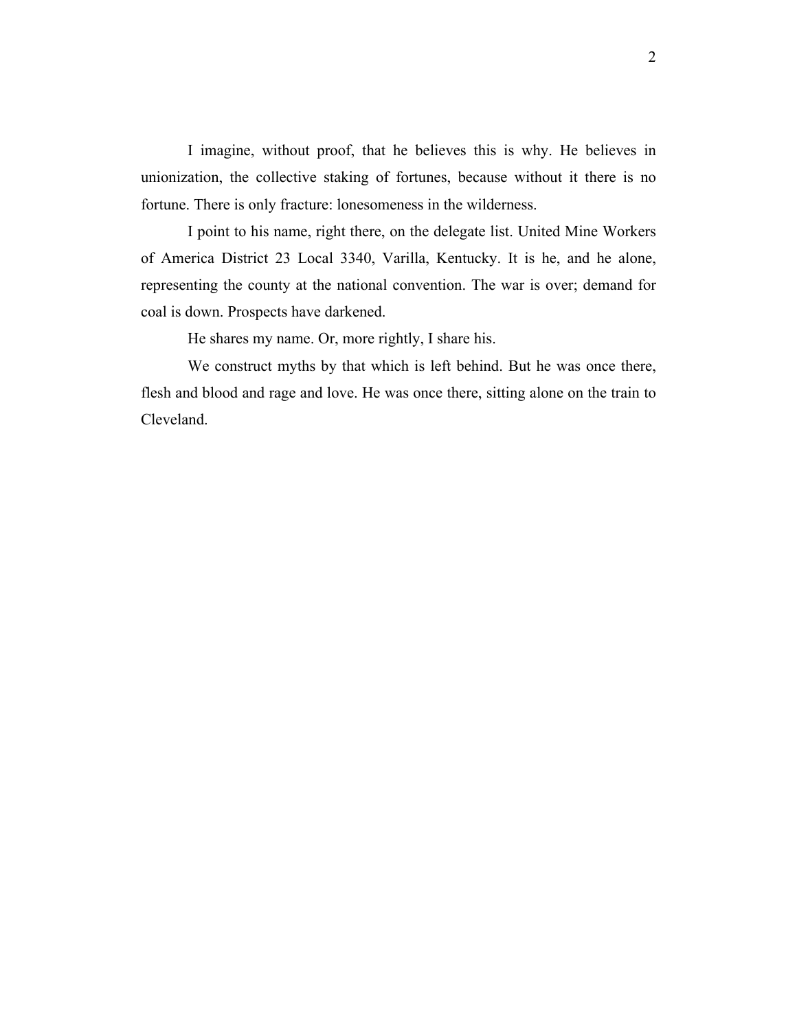I imagine, without proof, that he believes this is why. He believes in unionization, the collective staking of fortunes, because without it there is no fortune. There is only fracture: lonesomeness in the wilderness.

I point to his name, right there, on the delegate list. United Mine Workers of America District 23 Local 3340, Varilla, Kentucky. It is he, and he alone, representing the county at the national convention. The war is over; demand for coal is down. Prospects have darkened.

He shares my name. Or, more rightly, I share his.

We construct myths by that which is left behind. But he was once there, flesh and blood and rage and love. He was once there, sitting alone on the train to Cleveland.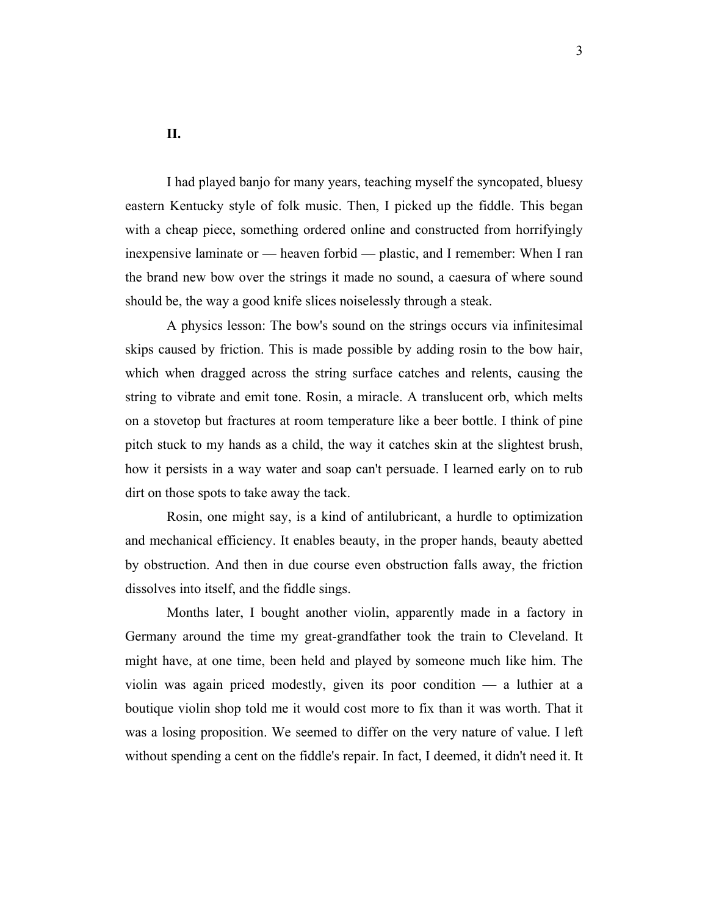## II.

I had played banjo for many years, teaching myself the syncopated, bluesy eastern Kentucky style of folk music. Then, I picked up the fiddle. This began with a cheap piece, something ordered online and constructed from horrifyingly inexpensive laminate or — heaven forbid — plastic, and I remember: When I ran the brand new bow over the strings it made no sound, a caesura of where sound should be, the way a good knife slices noiselessly through a steak.

A physics lesson: The bow's sound on the strings occurs via infinitesimal skips caused by friction. This is made possible by adding rosin to the bow hair, which when dragged across the string surface catches and relents, causing the string to vibrate and emit tone. Rosin, a miracle. A translucent orb, which melts on a stovetop but fractures at room temperature like a beer bottle. I think of pine pitch stuck to my hands as a child, the way it catches skin at the slightest brush, how it persists in a way water and soap can't persuade. I learned early on to rub dirt on those spots to take away the tack.

Rosin, one might say, is a kind of antilubricant, a hurdle to optimization and mechanical efficiency. It enables beauty, in the proper hands, beauty abetted by obstruction. And then in due course even obstruction falls away, the friction dissolves into itself, and the fiddle sings.

Months later, I bought another violin, apparently made in a factory in Germany around the time my great-grandfather took the train to Cleveland. It might have, at one time, been held and played by someone much like him. The violin was again priced modestly, given its poor condition — a luthier at a boutique violin shop told me it would cost more to fix than it was worth. That it was a losing proposition. We seemed to differ on the very nature of value. I left without spending a cent on the fiddle's repair. In fact, I deemed, it didn't need it. It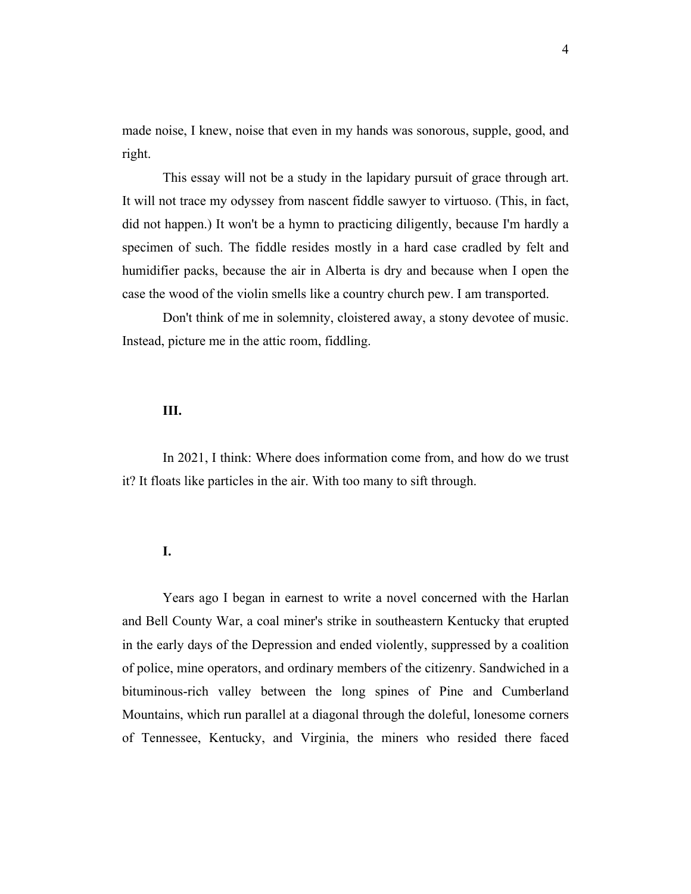made noise, I knew, noise that even in my hands was sonorous, supple, good, and right.

This essay will not be a study in the lapidary pursuit of grace through art. It will not trace my odyssey from nascent fiddle sawyer to virtuoso. (This, in fact, did not happen.) It won't be a hymn to practicing diligently, because I'm hardly a specimen of such. The fiddle resides mostly in a hard case cradled by felt and humidifier packs, because the air in Alberta is dry and because when I open the case the wood of the violin smells like a country church pew. I am transported.

Don't think of me in solemnity, cloistered away, a stony devotee of music. Instead, picture me in the attic room, fiddling.

**III.**

In 2021, I think: Where does information come from, and how do we trust it? It floats like particles in the air. With too many to sift through.

**I.**

Years ago I began in earnest to write a novel concerned with the Harlan and Bell County War, a coal miner's strike in southeastern Kentucky that erupted in the early days of the Depression and ended violently, suppressed by a coalition of police, mine operators, and ordinary members of the citizenry. Sandwiched in a bituminous-rich valley between the long spines of Pine and Cumberland Mountains, which run parallel at a diagonal through the doleful, lonesome corners of Tennessee, Kentucky, and Virginia, the miners who resided there faced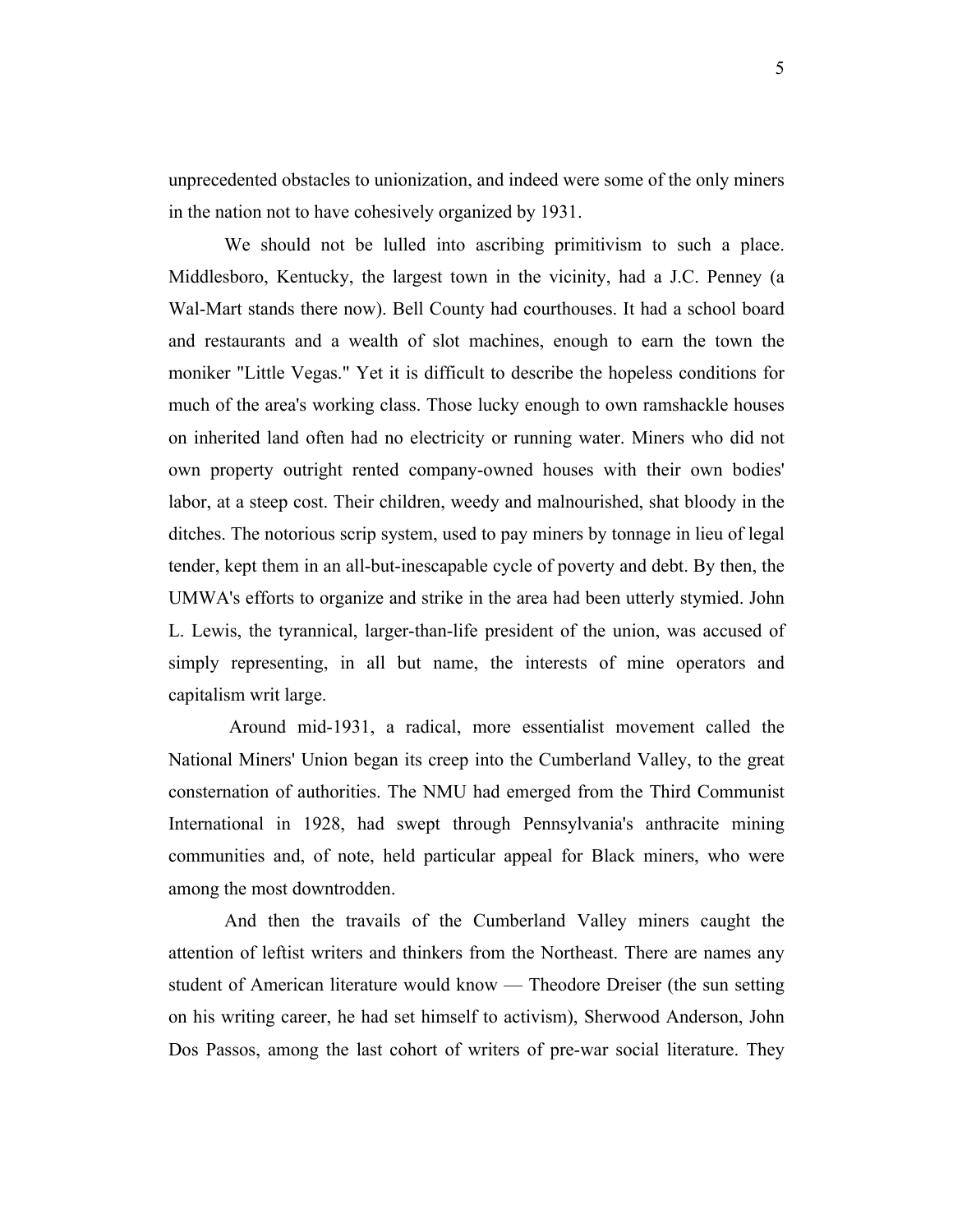unprecedented obstacles to unionization, and indeed were some of the only miners in the nation not to have cohesively organized by 1931.

We should not be lulled into ascribing primitivism to such a place. Middlesboro, Kentucky, the largest town in the vicinity, had a J.C. Penney (a Wal-Mart stands there now). Bell County had courthouses. It had a school board and restaurants and a wealth of slot machines, enough to earn the town the moniker "Little Vegas." Yet it is difficult to describe the hopeless conditions for much of the area's working class. Those lucky enough to own ramshackle houses on inherited land often had no electricity or running water. Miners who did not own property outright rented company-owned houses with their own bodies' labor, at a steep cost. Their children, weedy and malnourished, shat bloody in the ditches. The notorious scrip system, used to pay miners by tonnage in lieu of legal tender, kept them in an all-but-inescapable cycle of poverty and debt. By then, the UMWA's efforts to organize and strike in the area had been utterly stymied. John L. Lewis, the tyrannical, larger-than-life president of the union, was accused of simply representing, in all but name, the interests of mine operators and capitalism writ large.

Around mid-1931, a radical, more essentialist movement called the National Miners' Union began its creep into the Cumberland Valley, to the great consternation of authorities. The NMU had emerged from the Third Communist International in 1928, had swept through Pennsylvania's anthracite mining communities and, of note, held particular appeal for Black miners, who were among the most downtrodden.

And then the travails of the Cumberland Valley miners caught the attention of leftist writers and thinkers from the Northeast. There are names any student of American literature would know — Theodore Dreiser (the sun setting on his writing career, he had set himself to activism), Sherwood Anderson, John Dos Passos, among the last cohort of writers of pre-war social literature. They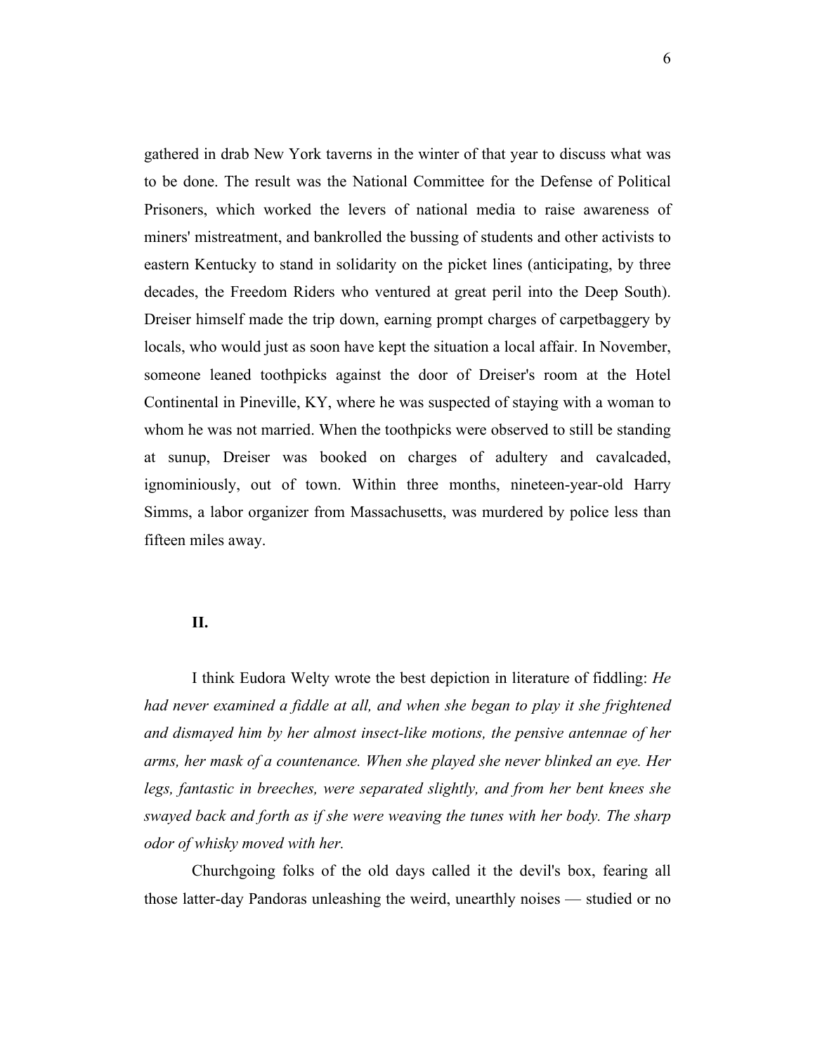gathered in drab New York taverns in the winter of that year to discuss what was to be done. The result was the National Committee for the Defense of Political Prisoners, which worked the levers of national media to raise awareness of miners' mistreatment, and bankrolled the bussing of students and other activists to eastern Kentucky to stand in solidarity on the picket lines (anticipating, by three decades, the Freedom Riders who ventured at great peril into the Deep South). Dreiser himself made the trip down, earning prompt charges of carpetbaggery by locals, who would just as soon have kept the situation a local affair. In November, someone leaned toothpicks against the door of Dreiser's room at the Hotel Continental in Pineville, KY, where he was suspected of staying with a woman to whom he was not married. When the toothpicks were observed to still be standing at sunup, Dreiser was booked on charges of adultery and cavalcaded, ignominiously, out of town. Within three months, nineteen-year-old Harry Simms, a labor organizer from Massachusetts, was murdered by police less than fifteen miles away.

## II.

I think Eudora Welty wrote the best depiction in literature of fiddling: *He had never examined a fiddle at all, and when she began to play it she frightened and dismayed him by her almost insect-like motions, the pensive antennae of her arms, her mask of a countenance. When she played she never blinked an eye. Her legs, fantastic in breeches, were separated slightly, and from her bent knees she swayed back and forth as if she were weaving the tunes with her body. The sharp odor of whisky moved with her.*

Churchgoing folks of the old days called it the devil's box, fearing all those latter-day Pandoras unleashing the weird, unearthly noises — studied or no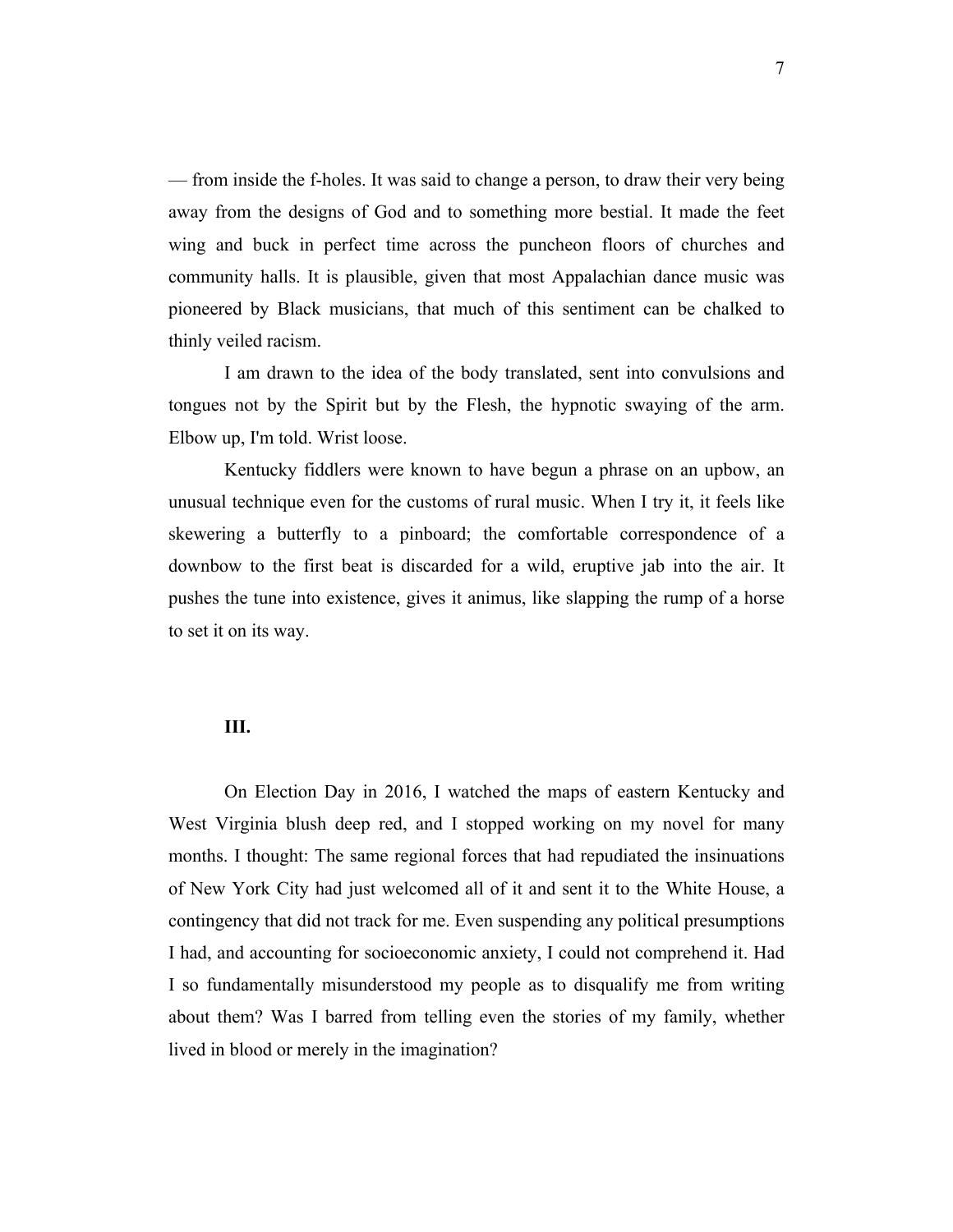— from inside the f-holes. It was said to change a person, to draw their very being away from the designs of God and to something more bestial. It made the feet wing and buck in perfect time across the puncheon floors of churches and community halls. It is plausible, given that most Appalachian dance music was pioneered by Black musicians, that much of this sentiment can be chalked to thinly veiled racism.

I am drawn to the idea of the body translated, sent into convulsions and tongues not by the Spirit but by the Flesh, the hypnotic swaying of the arm. Elbow up, I'm told. Wrist loose.

Kentucky fiddlers were known to have begun a phrase on an upbow, an unusual technique even for the customs of rural music. When I try it, it feels like skewering a butterfly to a pinboard; the comfortable correspondence of a downbow to the first beat is discarded for a wild, eruptive jab into the air. It pushes the tune into existence, gives it animus, like slapping the rump of a horse to set it on its way.

## III.

On Election Day in 2016, I watched the maps of eastern Kentucky and West Virginia blush deep red, and I stopped working on my novel for many months. I thought: The same regional forces that had repudiated the insinuations of New York City had just welcomed all of it and sent it to the White House, a contingency that did not track for me. Even suspending any political presumptions I had, and accounting for socioeconomic anxiety, I could not comprehend it. Had I so fundamentally misunderstood my people as to disqualify me from writing about them? Was I barred from telling even the stories of my family, whether lived in blood or merely in the imagination?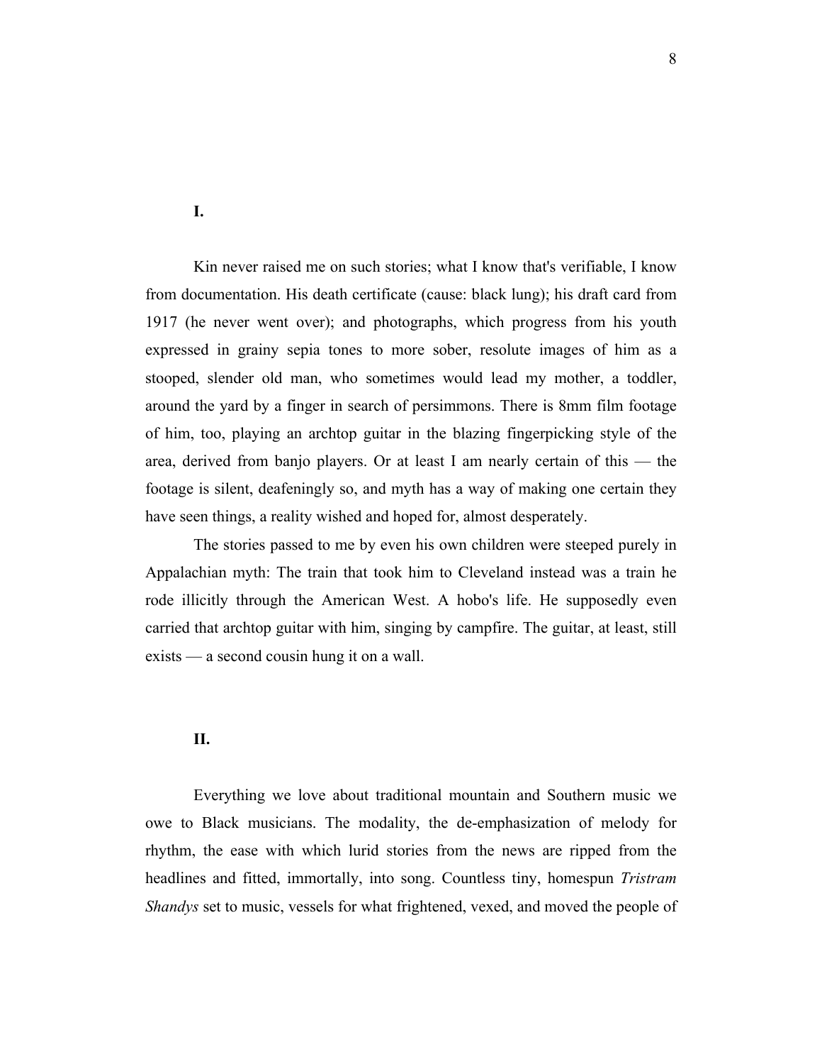## I.

Kin never raised me on such stories; what I know that's verifiable, I know from documentation. His death certificate (cause: black lung); his draft card from 1917 (he never went over); and photographs, which progress from his youth expressed in grainy sepia tones to more sober, resolute images of him as a stooped, slender old man, who sometimes would lead my mother, a toddler, around the yard by a finger in search of persimmons. There is 8mm film footage of him, too, playing an archtop guitar in the blazing fingerpicking style of the area, derived from banjo players. Or at least I am nearly certain of this — the footage is silent, deafeningly so, and myth has a way of making one certain they have seen things, a reality wished and hoped for, almost desperately.

The stories passed to me by even his own children were steeped purely in Appalachian myth: The train that took him to Cleveland instead was a train he rode illicitly through the American West. A hobo's life. He supposedly even carried that archtop guitar with him, singing by campfire. The guitar, at least, still exists — a second cousin hung it on a wall.

## II.

Everything we love about traditional mountain and Southern music we owe to Black musicians. The modality, the de-emphasization of melody for rhythm, the ease with which lurid stories from the news are ripped from the headlines and fitted, immortally, into song. Countless tiny, homespun *Tristram Shandys* set to music, vessels for what frightened, vexed, and moved the people of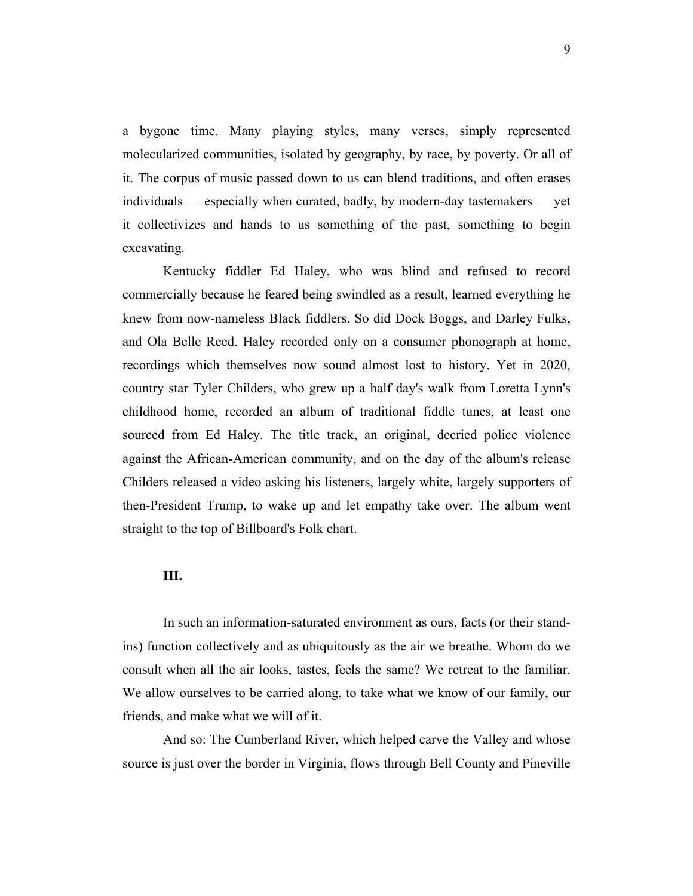a bygone time. Many playing styles, many verses, simply represented molecularized communities, isolated by geography, by race, by poverty. Or all of it. The corpus of music passed down to us can blend traditions, and often erases individuals — especially when curated, badly, by modern-day tastemakers — yet it collectivizes and hands to us something of the past, something to begin excavating.

Kentucky fiddler Ed Haley, who was blind and refused to record commercially because he feared being swindled as a result, learned everything he knew from now-nameless Black fiddlers. So did Dock Boggs, and Darley Fulks, and Ola Belle Reed. Haley recorded only on a consumer phonograph at home, recordings which themselves now sound almost lost to history. Yet in 2020, country star Tyler Childers, who grew up a half day's walk from Loretta Lynn's childhood home, recorded an album of traditional fiddle tunes, at least one sourced from Ed Haley. The title track, an original, decried police violence against the African-American community, and on the day of the album's release Childers released a video asking his listeners, largely white, largely supporters of then-President Trump, to wake up and let empathy take over. The album went straight to the top of Billboard's Folk chart.

### III.

In such an information-saturated environment as ours, facts (or their stand-ins) function collectively and as ubiquitously as the air we breathe. Whom do we consult when all the air looks, tastes, feels the same? We retreat to the familiar. We allow ourselves to be carried along, to take what we know of our family, our friends, and make what we will of it.

And so: The Cumberland River, which helped carve the Valley and whose source is just over the border in Virginia, flows through Bell County and Pineville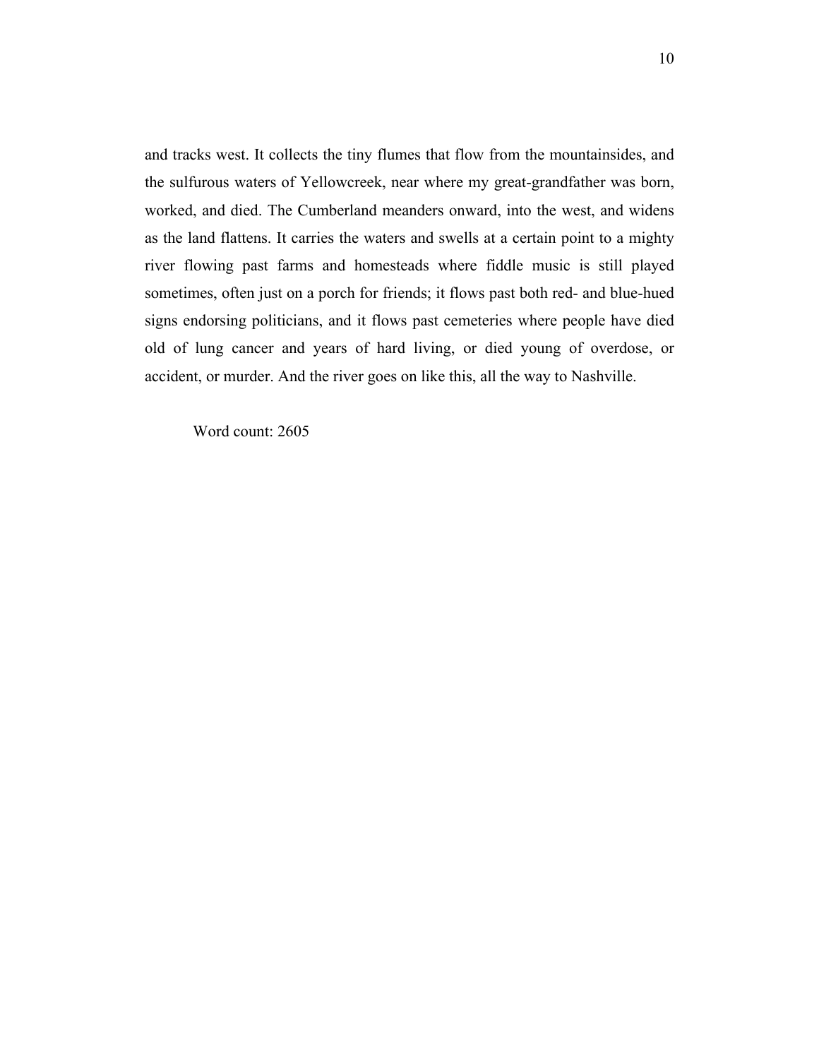and tracks west. It collects the tiny flumes that flow from the mountainsides, and the sulfurous waters of Yellowcreek, near where my great-grandfather was born, worked, and died. The Cumberland meanders onward, into the west, and widens as the land flattens. It carries the waters and swells at a certain point to a mighty river flowing past farms and homesteads where fiddle music is still played sometimes, often just on a porch for friends; it flows past both red- and blue-hued signs endorsing politicians, and it flows past cemeteries where people have died old of lung cancer and years of hard living, or died young of overdose, or accident, or murder. And the river goes on like this, all the way to Nashville.

Word count: 2605